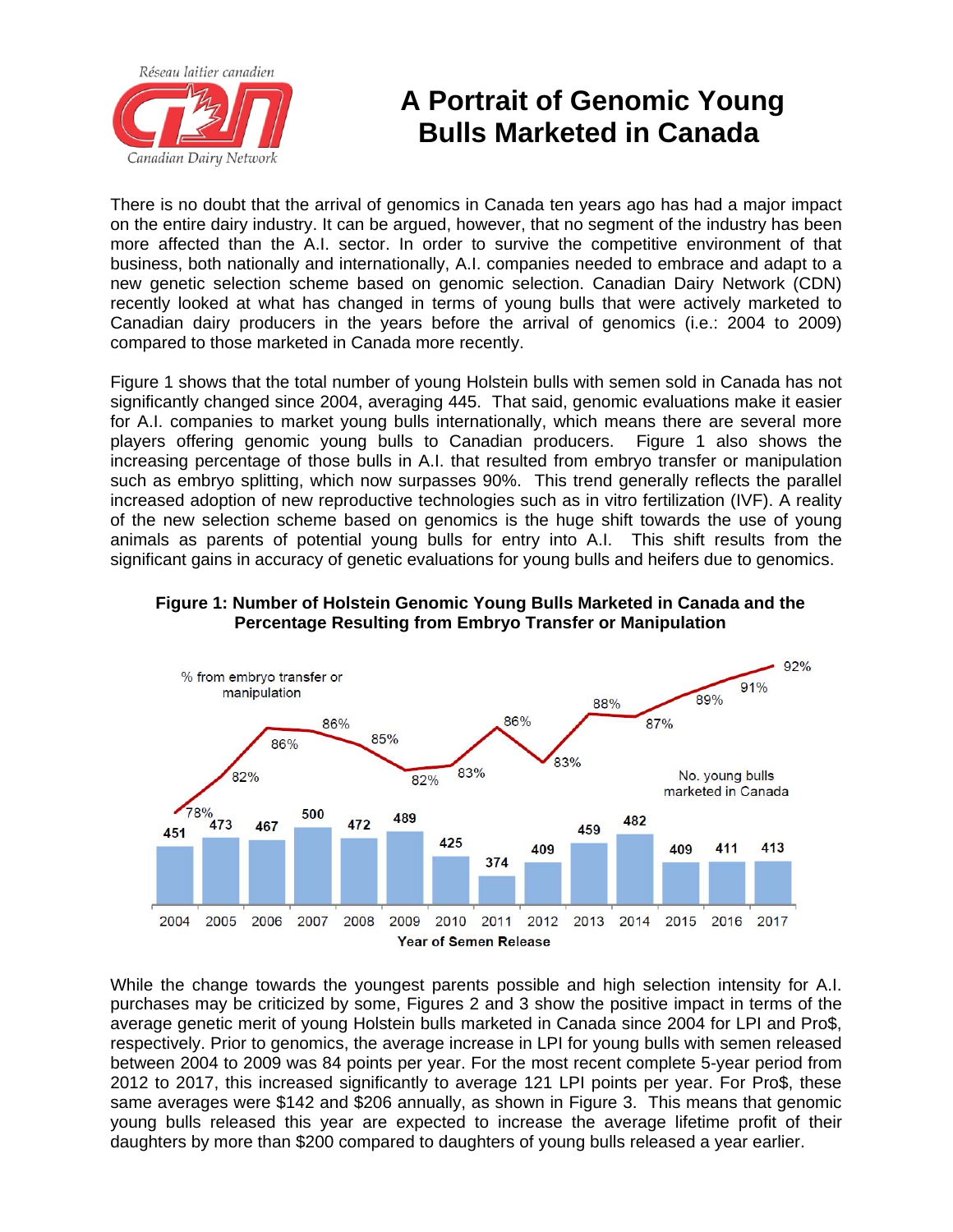Réseau laitier canadien

Canadian Dairy Network

# A Portrait of Genomic Young Bulls Marketed in Canada

There is no doubt that the arrival of genomics in Canada ten years ago has had a major impact on the entire dairy industry. It can be argued, however, that no segment of the industry has been more affected than the A.I. sector. In order to survive the competitive environment of that business, both nationally and internationally, A.I. companies needed to embrace and adapt to a new genetic selection scheme based on genomic selection. Canadian Dairy Network (CDN) recently looked at what has changed in terms of young bulls that were actively marketed to Canadian dairy producers in the years before the arrival of genomics (i.e.: 2004 to 2009) compared to those marketed in Canada more recently.

Figure 1 shows that the total number of young Holstein bulls with semen sold in Canada has not significantly changed since 2004, averaging 445. That said, genomic evaluations make it easier for A.I. companies to market young bulls internationally, which means there are several more players offering genomic young bulls to Canadian producers. Figure 1 also shows the increasing percentage of those bulls in A.I. that resulted from embryo transfer or manipulation such as embryo splitting, which now surpasses 90%. This trend generally reflects the parallel increased adoption of new reproductive technologies such as in vitro fertilization (IVF). A reality of the new selection scheme based on genomics is the huge shift towards the use of young animals as parents of potential young bulls for entry into A.I. This shift results from the significant gains in accuracy of genetic evaluations for young bulls and heifers due to genomics.

**Figure 1: Number of Holstein Genomic Young Bulls Marketed in Canada and the Percentage Resulting from Embryo Transfer or Manipulation**

| Year of Semen Release | No. young bulls marketed in Canada | % from embryo transfer or manipulation |
|---|---|---|
| 2004 | 451 | 78% |
| 2005 | 473 | 82% |
| 2006 | 467 | 86% |
| 2007 | 500 | 86% |
| 2008 | 472 | 85% |
| 2009 | 489 | 82% |
| 2010 | 425 | 83% |
| 2011 | 374 | 86% |
| 2012 | 409 | 83% |
| 2013 | 459 | 88% |
| 2014 | 482 | 87% |
| 2015 | 409 | 89% |
| 2016 | 411 | 91% |
| 2017 | 413 | 92% |

While the change towards the youngest parents possible and high selection intensity for A.I. purchases may be criticized by some, Figures 2 and 3 show the positive impact in terms of the average genetic merit of young Holstein bulls marketed in Canada since 2004 for LPI and Pro$, respectively. Prior to genomics, the average increase in LPI for young bulls with semen released between 2004 to 2009 was 84 points per year. For the most recent complete 5-year period from 2012 to 2017, this increased significantly to average 121 LPI points per year. For Pro$, these same averages were $142 and $206 annually, as shown in Figure 3. This means that genomic young bulls released this year are expected to increase the average lifetime profit of their daughters by more than $200 compared to daughters of young bulls released a year earlier.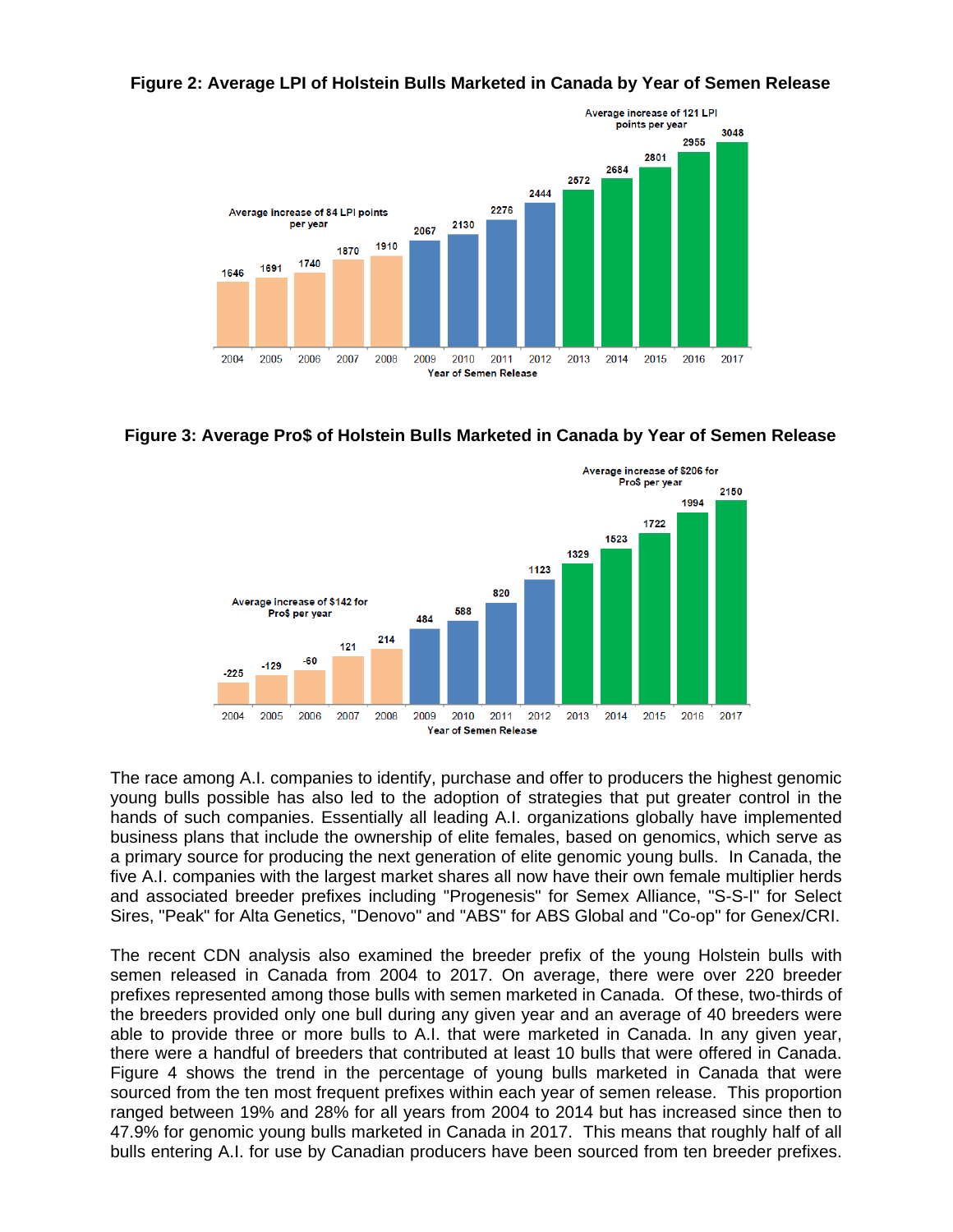**Figure 2: Average LPI of Holstein Bulls Marketed in Canada by Year of Semen Release**

| Year of Semen Release | Average LPI |
|---|---|
| 2004 | 1646 |
| 2005 | 1691 |
| 2006 | 1740 |
| 2007 | 1870 |
| 2008 | 1910 |
| 2009 | 2067 |
| 2010 | 2130 |
| 2011 | 2276 |
| 2012 | 2444 |
| 2013 | 2572 |
| 2014 | 2684 |
| 2015 | 2801 |
| 2016 | 2955 |
| 2017 | 3048 |

Average increase of 84 LPI points per year (2004–2008). Average increase of 121 LPI points per year (2013–2017).

**Figure 3: Average Pro$ of Holstein Bulls Marketed in Canada by Year of Semen Release**

| Year of Semen Release | Average Pro$ |
|---|---|
| 2004 | -225 |
| 2005 | -129 |
| 2006 | -60 |
| 2007 | 121 |
| 2008 | 214 |
| 2009 | 484 |
| 2010 | 588 |
| 2011 | 820 |
| 2012 | 1123 |
| 2013 | 1329 |
| 2014 | 1523 |
| 2015 | 1722 |
| 2016 | 1994 |
| 2017 | 2150 |

Average increase of $142 for Pro$ per year (2004–2008). Average increase of $206 for Pro$ per year (2013–2017).

The race among A.I. companies to identify, purchase and offer to producers the highest genomic young bulls possible has also led to the adoption of strategies that put greater control in the hands of such companies. Essentially all leading A.I. organizations globally have implemented business plans that include the ownership of elite females, based on genomics, which serve as a primary source for producing the next generation of elite genomic young bulls. In Canada, the five A.I. companies with the largest market shares all now have their own female multiplier herds and associated breeder prefixes including "Progenesis" for Semex Alliance, "S-S-I" for Select Sires, "Peak" for Alta Genetics, "Denovo" and "ABS" for ABS Global and "Co-op" for Genex/CRI.

The recent CDN analysis also examined the breeder prefix of the young Holstein bulls with semen released in Canada from 2004 to 2017. On average, there were over 220 breeder prefixes represented among those bulls with semen marketed in Canada. Of these, two-thirds of the breeders provided only one bull during any given year and an average of 40 breeders were able to provide three or more bulls to A.I. that were marketed in Canada. In any given year, there were a handful of breeders that contributed at least 10 bulls that were offered in Canada. Figure 4 shows the trend in the percentage of young bulls marketed in Canada that were sourced from the ten most frequent prefixes within each year of semen release. This proportion ranged between 19% and 28% for all years from 2004 to 2014 but has increased since then to 47.9% for genomic young bulls marketed in Canada in 2017. This means that roughly half of all bulls entering A.I. for use by Canadian producers have been sourced from ten breeder prefixes.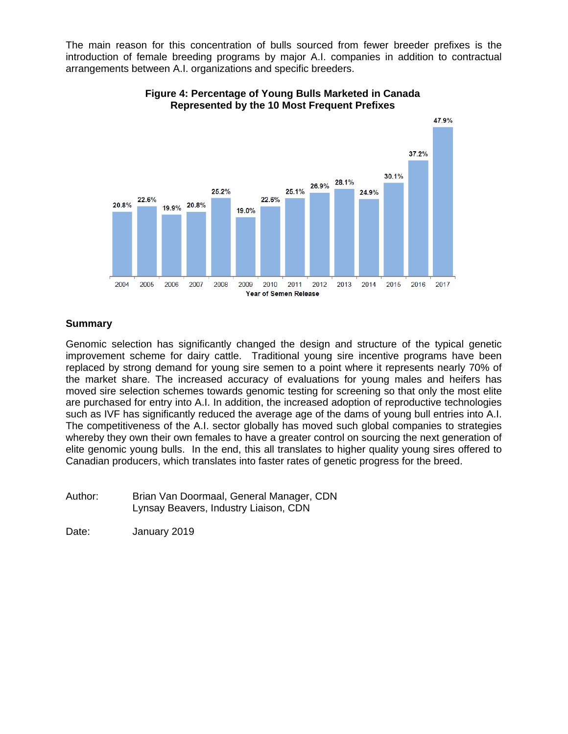The main reason for this concentration of bulls sourced from fewer breeder prefixes is the introduction of female breeding programs by major A.I. companies in addition to contractual arrangements between A.I. organizations and specific breeders.

**Figure 4: Percentage of Young Bulls Marketed in Canada Represented by the 10 Most Frequent Prefixes**

20.8% 22.6% 19.9% 20.8% 25.2% 19.0% 22.6% 25.1% 26.9% 28.1% 24.9% 30.1% 37.2% 47.9%

2004 2005 2006 2007 2008 2009 2010 2011 2012 2013 2014 2015 2016 2017

Year of Semen Release

## Summary

Genomic selection has significantly changed the design and structure of the typical genetic improvement scheme for dairy cattle. Traditional young sire incentive programs have been replaced by strong demand for young sire semen to a point where it represents nearly 70% of the market share. The increased accuracy of evaluations for young males and heifers has moved sire selection schemes towards genomic testing for screening so that only the most elite are purchased for entry into A.I. In addition, the increased adoption of reproductive technologies such as IVF has significantly reduced the average age of the dams of young bull entries into A.I. The competitiveness of the A.I. sector globally has moved such global companies to strategies whereby they own their own females to have a greater control on sourcing the next generation of elite genomic young bulls. In the end, this all translates to higher quality young sires offered to Canadian producers, which translates into faster rates of genetic progress for the breed.

Author: Brian Van Doormaal, General Manager, CDN
Lynsay Beavers, Industry Liaison, CDN

Date: January 2019